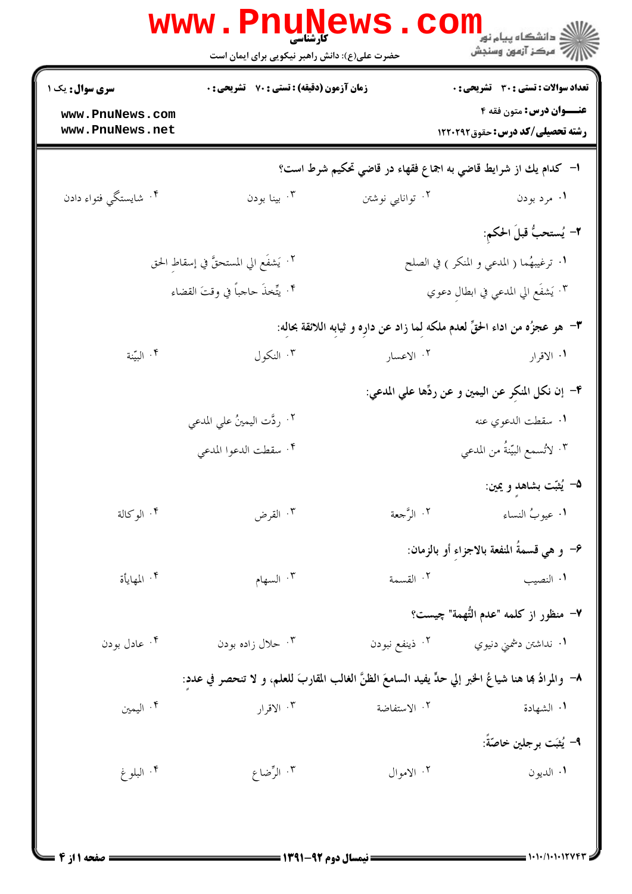کارشناسی

حضرت علی(ع): دانش راهبر نیکویی برای ایمان است

**سری سوال:** یک ۱ | **زمان آزمون (دقیقه) : تستی : ۷۰ تشریحی : ۰** | **تعداد سوالات : تستی : ۳۰ تشریحی : ۰**

**عنــــوان درس:** متون فقه ۴

**رشته تحصیلی/کد درس:** حقوق ۱۲۲۰۲۹۲

۱- کدام یك از شرایط قاضی به اجماع فقهاء در قاضی تحکیم شرط است؟

۱. مرد بودن ۲. توانایی نوشتن ۳. بینا بودن ۴. شایستگی فتواء دادن

۲- یُستحبُّ قبلَ الحکمِ:

۱. ترغیبهُما ( المدعي و المنکر ) في الصلح
۲. یَشفَع الي المستحقَّ في إسقاطِ الحق
۳. یَشفَع الي المدعي في ابطال دعوی
۴. یتّخذَ حاجباً في وقتَ القضاء

۳- هو عجزُه من اداء الحقِّ لعدم ملکه لما زاد عن داره و ثیابه اللائقة بحاله:

۱. الاقرار ۲. الاعسار ۳. النکول ۴. البیّنة

۴- إن نکل المنکِر عن الیمین و عن ردِّها علي المدعي:

۱. سقطت الدعوي عنه
۲. ردَّت الیمینُ علي المدعي
۳. لاتُسمع البیّنةُ من المدعي
۴. سقطت الدعوا المدعي

۵- یُثبّت بشاهدٍ و یمین:

۱. عیوبُ النساء ۲. الرَّجعة ۳. القرض ۴. الوکالة

۶- و هي قسمةُ المنفعة بالاجزاءِ أو بالزمان:

۱. النصیب ۲. القسمة ۳. السهام ۴. المهایأة

۷- منظور از کلمه "عدم التُّهمة" چیست؟

۱. نداشتن دشمني دنیوي ۲. ذینفع نبودن ۳. حلال زاده بودن ۴. عادل بودن

۸- والمرادُ بها هنا شیاعُ الخبر إلي حدٍّ یفید السامعَ الظنَّ الغالب المقاربَ للعلم، و لا تنحصر في عددٍ:

۱. الشهادة ۲. الاستفاضة ۳. الاقرار ۴. الیمین

۹- یُثبَت برجلین خاصّةً:

۱. الدیون ۲. الاموال ۳. الرِّضاع ۴. البلوغ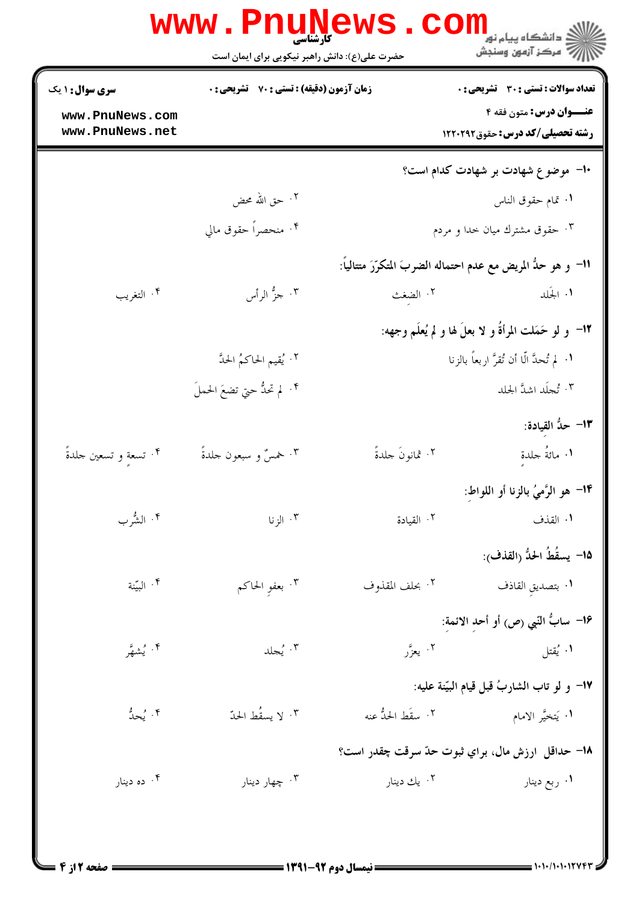۱۰- موضوع شهادت بر شهادت کدام است؟

۱. تمام حقوق الناس
۲. حق الله محض
۳. حقوق مشترك ميان خدا و مردم
۴. منحصراً حقوق مالي

۱۱- و هو حدُّ المريض مع عدم احتماله الضربَ المتكرّرَ متتالياً:

۱. الجَلد
۲. الضِغث
۳. جزُّ الرأس
۴. التغريب

۱۲- و لو حَمَلت المرأةُ و لا بعلَ لها و لم يُعلَم وجهه:

۱. لم تُحدَّ الّا أن تُقرَّ اربعاً بالزنا
۲. يُقيم الحاكمُ الحدَّ
۳. تُجلَد اشدَّ الجلد
۴. لم تحدُّ حتي تضعَ الحملَ

۱۳- حدُّ القيادة:

۱. مائةُ جلدة
۲. ثمانونَ جلدةً
۳. خمسٌ و سبعون جلدةً
۴. تسعة و تسعين جلدةً

۱۴- هو الرَّميُ بالزنا أو اللواط:

۱. القذف
۲. القيادة
۳. الزنا
۴. الشُّرب

۱۵- يسقُطُ الحدُّ (القذف):

۱. بتصديقِ القاذف
۲. بحلف المقذوف
۳. بعفوِ الحاكم
۴. البيّنة

۱۶- سابُّ النّبي (ص) أو أحدِ الائمة:

۱. يُقتل
۲. يعزَّر
۳. يُجلد
۴. يُشهَّر

۱۷- و لو تاب الشاربُ قبل قيام البيّنة عليه:

۱. يَتخيَّر الامام
۲. سقَط الحدُّ عنه
۳. لا يسقُط الحدّ
۴. يُحدُّ

۱۸- حداقل ارزش مال، براي ثبوت حدّ سرقت چقدر است؟

۱. ربع دينار
۲. يك دينار
۳. چهار دينار
۴. ده دينار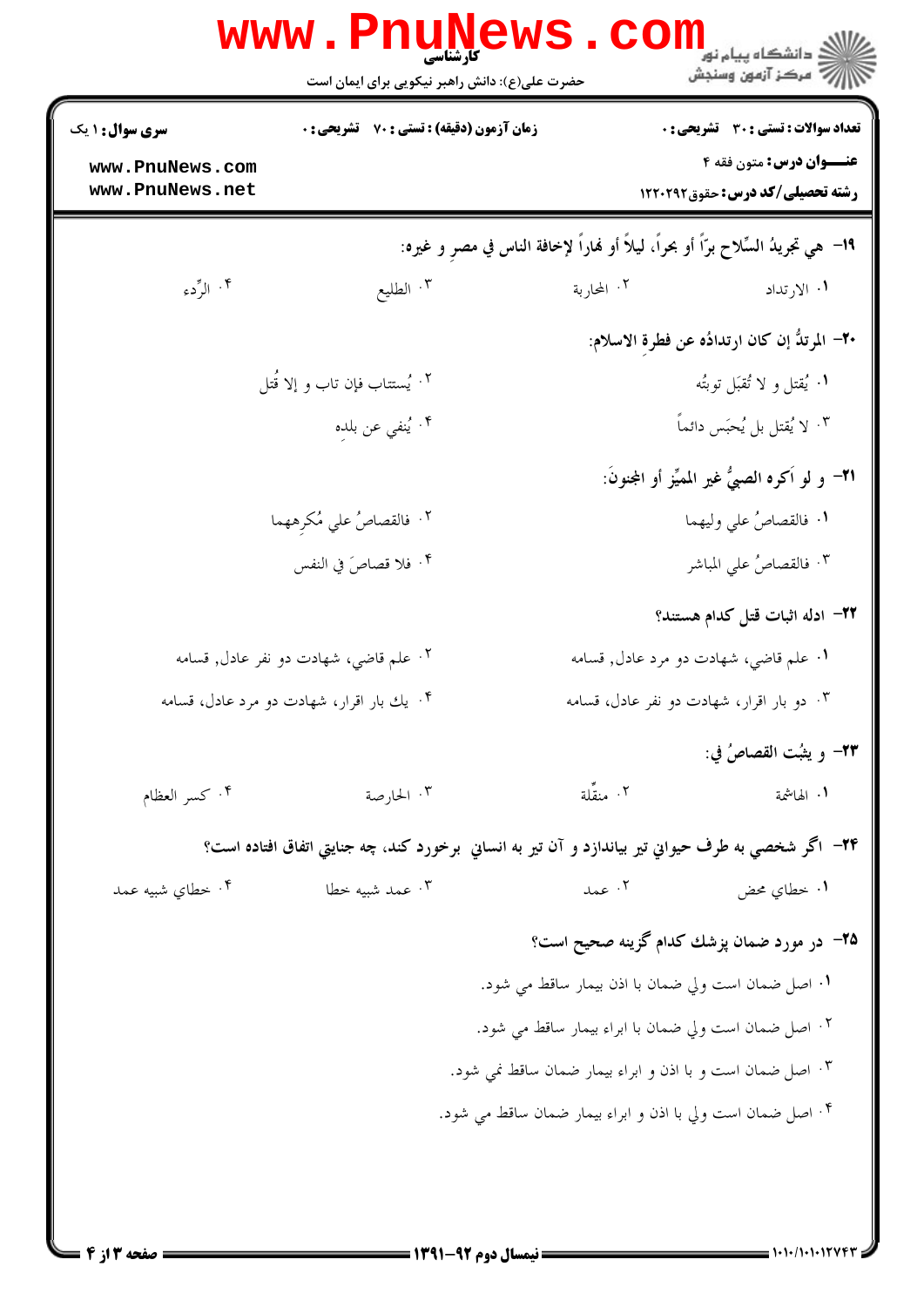۱۹- هي تجريدُ السِّلاح برّاً أو بحراً، ليلاً أو نهاراً لإخافة الناس في مصرٍ و غيره:

۱. الارتداد
۲. المحاربة
۳. الطليع
۴. الرِّدء

۲۰- المرتدُّ إن كان ارتدادُه عن فطرةِ الاسلام:

۱. يُقتل و لا تُقبَل توبتُه
۲. يُستتاب فإن تاب و إلا قُتل
۳. لا يُقتل بل يُحبَس دائماً
۴. يُنفي عن بلدِه

۲۱- و لو اَكره الصبيُّ غير المميِّز أو المجنونَ:

۱. فالقصاصُ علي وليهما
۲. فالقصاصُ علي مُكرِههما
۳. فالقصاصُ علي المباشر
۴. فلا قصاصَ في النفس

۲۲- ادله اثبات قتل كدام هستند؟

۱. علم قاضي، شهادت دو مرد عادل, قسامه
۲. علم قاضي، شهادت دو نفر عادل, قسامه
۳. دو بار اقرار، شهادت دو نفر عادل، قسامه
۴. يك بار اقرار، شهادت دو مرد عادل، قسامه

۲۳- و يثبُت القصاصُ في:

۱. الهاشمة
۲. منقِّلة
۳. الحارصة
۴. كسر العظام

۲۴- اگر شخصي به طرف حيواني تير بياندازد و آن تير به انساني برخورد كند، چه جنايتي اتفاق افتاده است؟

۱. خطاي محض
۲. عمد
۳. عمد شبيه خطا
۴. خطاي شبيه عمد

۲۵- در مورد ضمان پزشك كدام گزينه صحيح است؟

۱. اصل ضمان است ولي ضمان با اذن بيمار ساقط مي شود.
۲. اصل ضمان است ولي ضمان با ابراء بيمار ساقط مي شود.
۳. اصل ضمان است و با اذن و ابراء بيمار ضمان ساقط نمي شود.
۴. اصل ضمان است ولي با اذن و ابراء بيمار ضمان ساقط مي شود.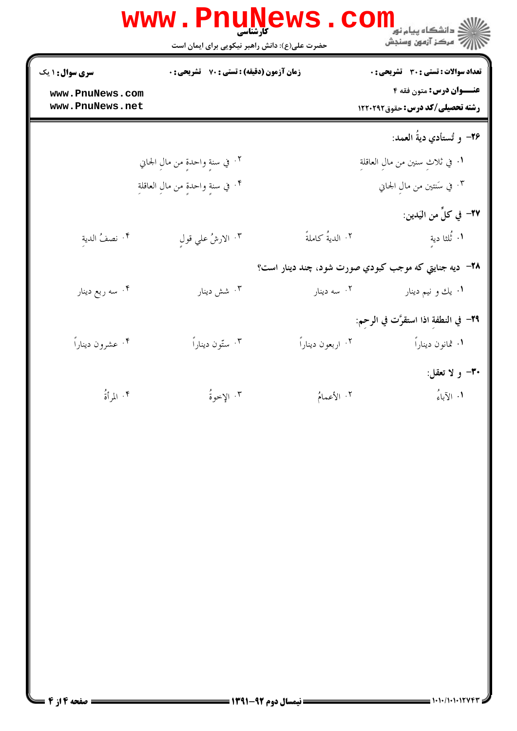**سری سوال:** ۱ یک

**زمان آزمون (دقیقه) : تستی :** ۷۰ **تشریحی :** ۰

**تعداد سوالات : تستی :** ۳۰ **تشریحی :** ۰

**عنـــوان درس:** متون فقه ۴

**رشته تحصیلی/کد درس:** حقوق ۱۲۲۰۲۹۲

۲۶- و تُستأدي ديةُ العمد:

۱. في ثلاثِ سنين من مالِ العاقلة

۲. في سنةٍ واحدةٍ من مالِ الجاني

۳. في سَنتين من مالِ الجاني

۴. في سنةٍ واحدةٍ من مالِ العاقلةِ

۲۷- في كلٍّ من اليَدين:

۱. ثُلثا دية

۲. الديةُ كاملةً

۳. الارشُ علي قولٍ

۴. نصفُ الديةِ

۲۸- ديه جنايتي كه موجب كبودي صورت شود، چند دينار است؟

۱. يك و نيم دينار

۲. سه دينار

۳. شش دينار

۴. سه ربع دينار

۲۹- في النطفةِ اذا استقرَّت في الرحِم:

۱. ثمانون ديناراً

۲. اربعون ديناراً

۳. ستّون ديناراً

۴. عشرون ديناراً

۳۰- و لا تعقل:

۱. الآباءُ

۲. الأعمامُ

۳. الإخوةُ

۴. المرأةُ